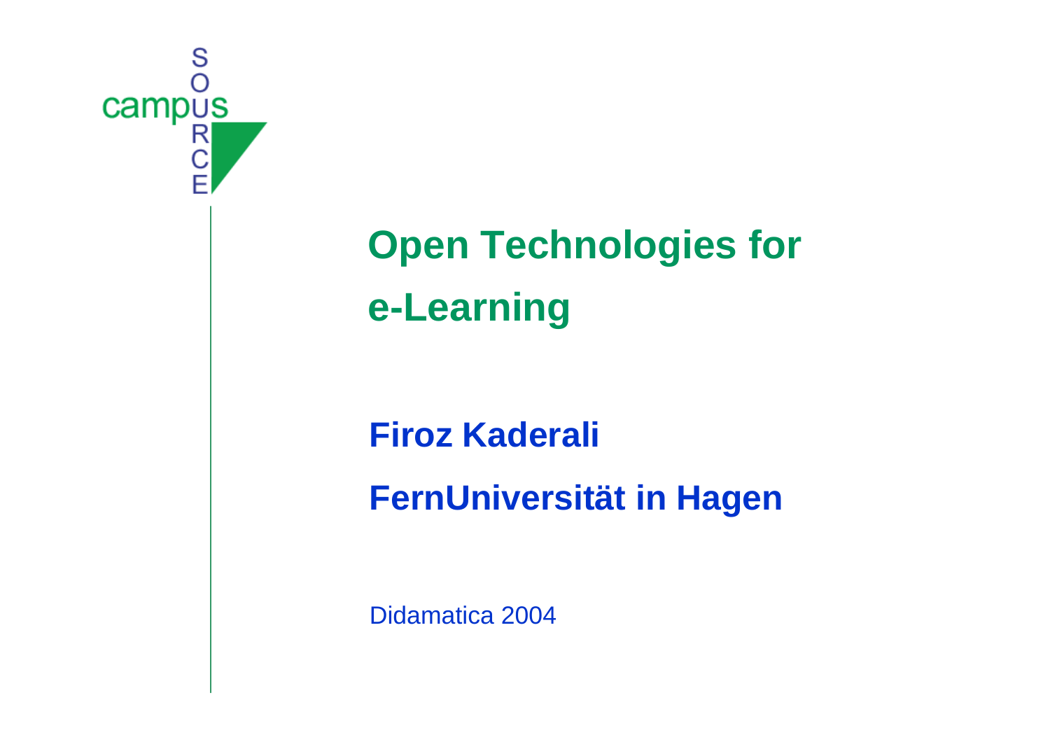campus SOURCE

# Open Technologies for e-Learning

**Firoz Kaderali**

**FernUniversität in Hagen**

Didamatica 2004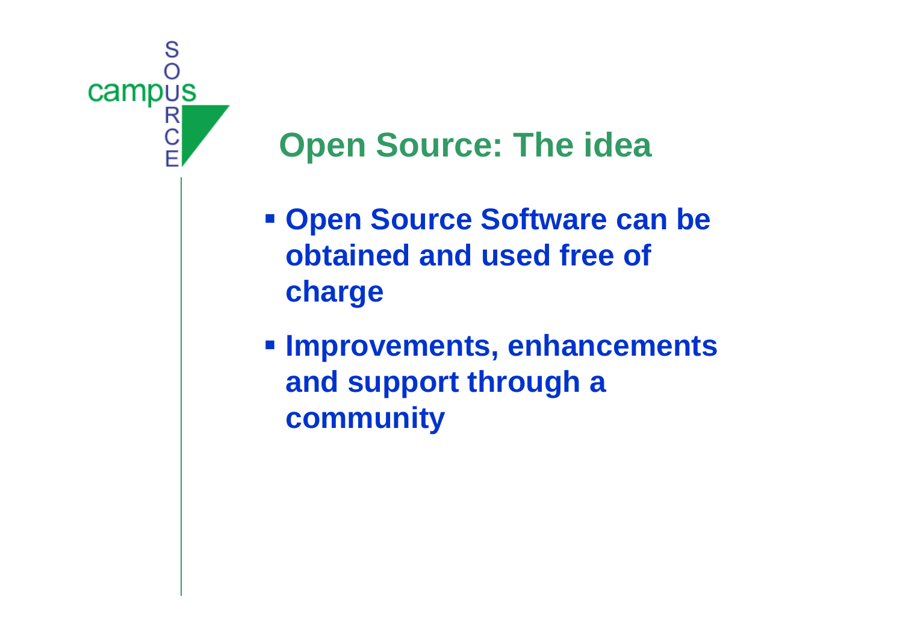# Open Source: The idea

- **Open Source Software can be obtained and used free of charge**
- **Improvements, enhancements and support through a community**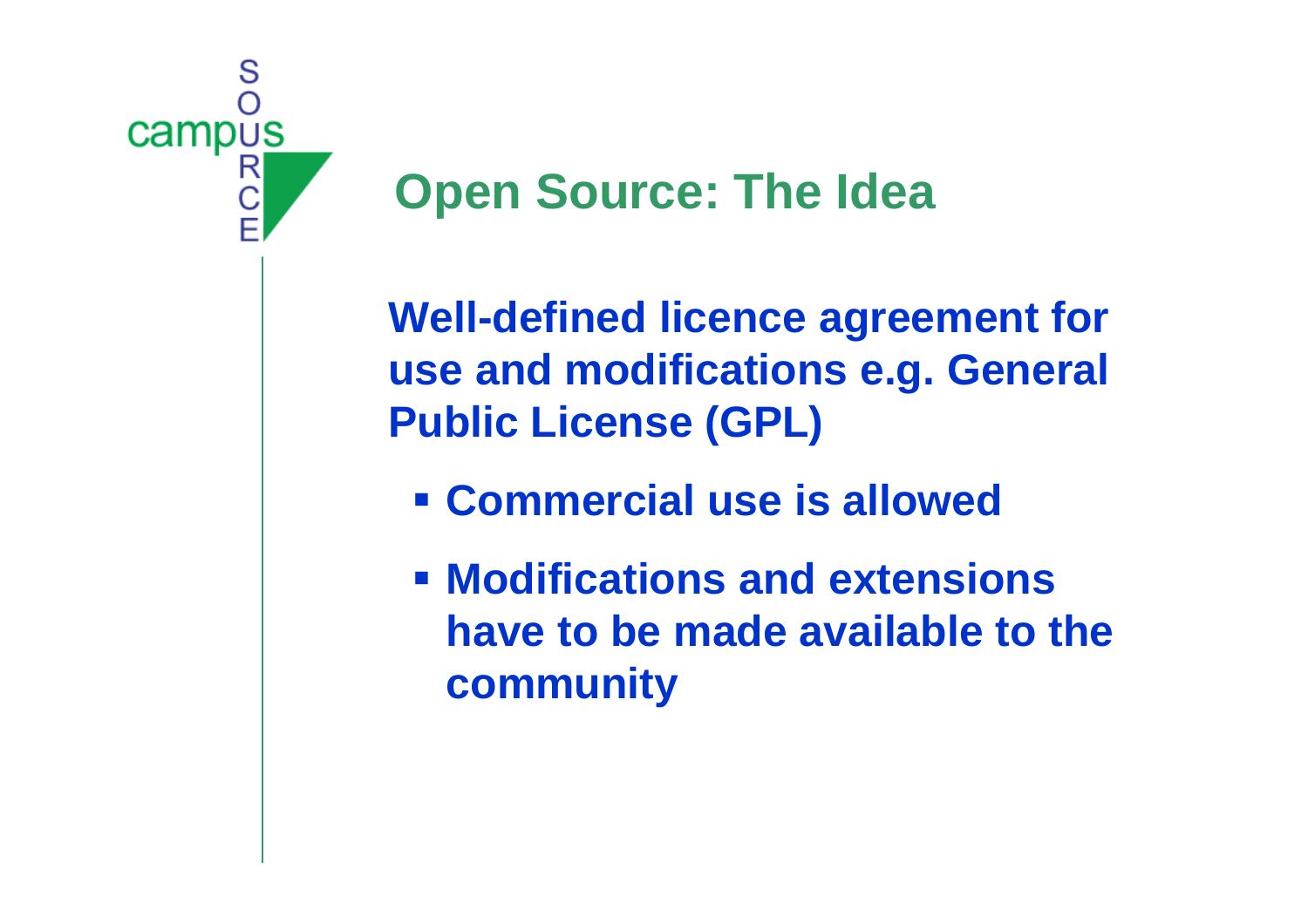# Open Source: The Idea

**Well-defined licence agreement for use and modifications e.g. General Public License (GPL)**

- **Commercial use is allowed**
- **Modifications and extensions have to be made available to the community**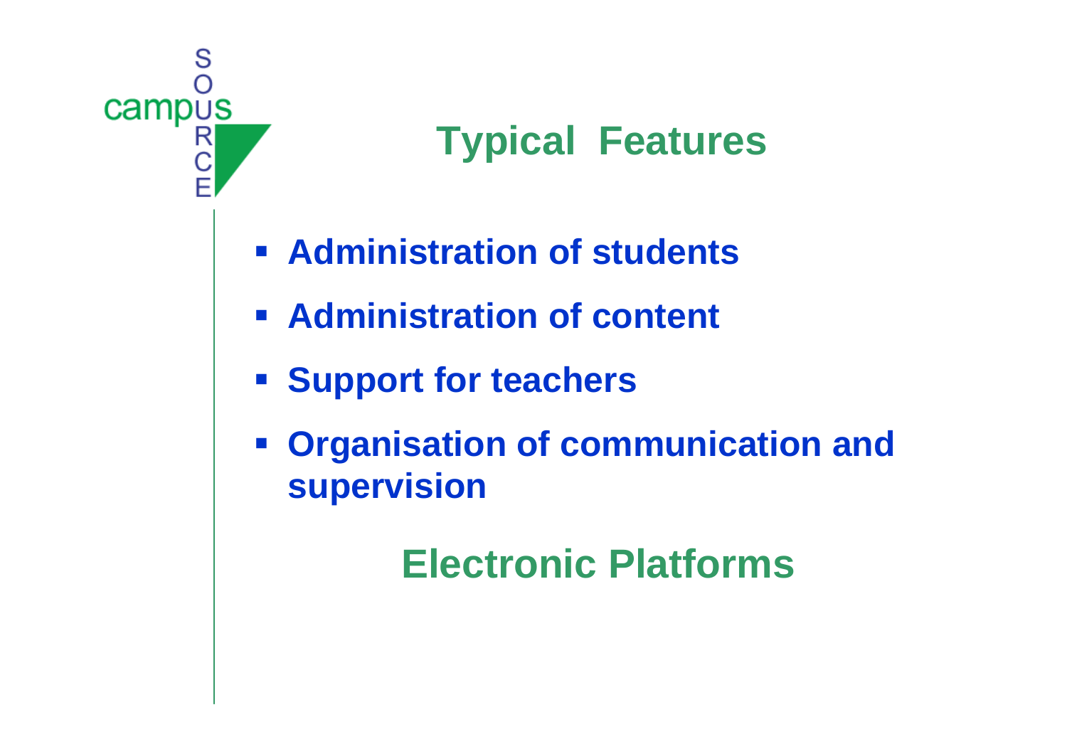# Typical Features

- Administration of students
- Administration of content
- Support for teachers
- Organisation of communication and supervision

## Electronic Platforms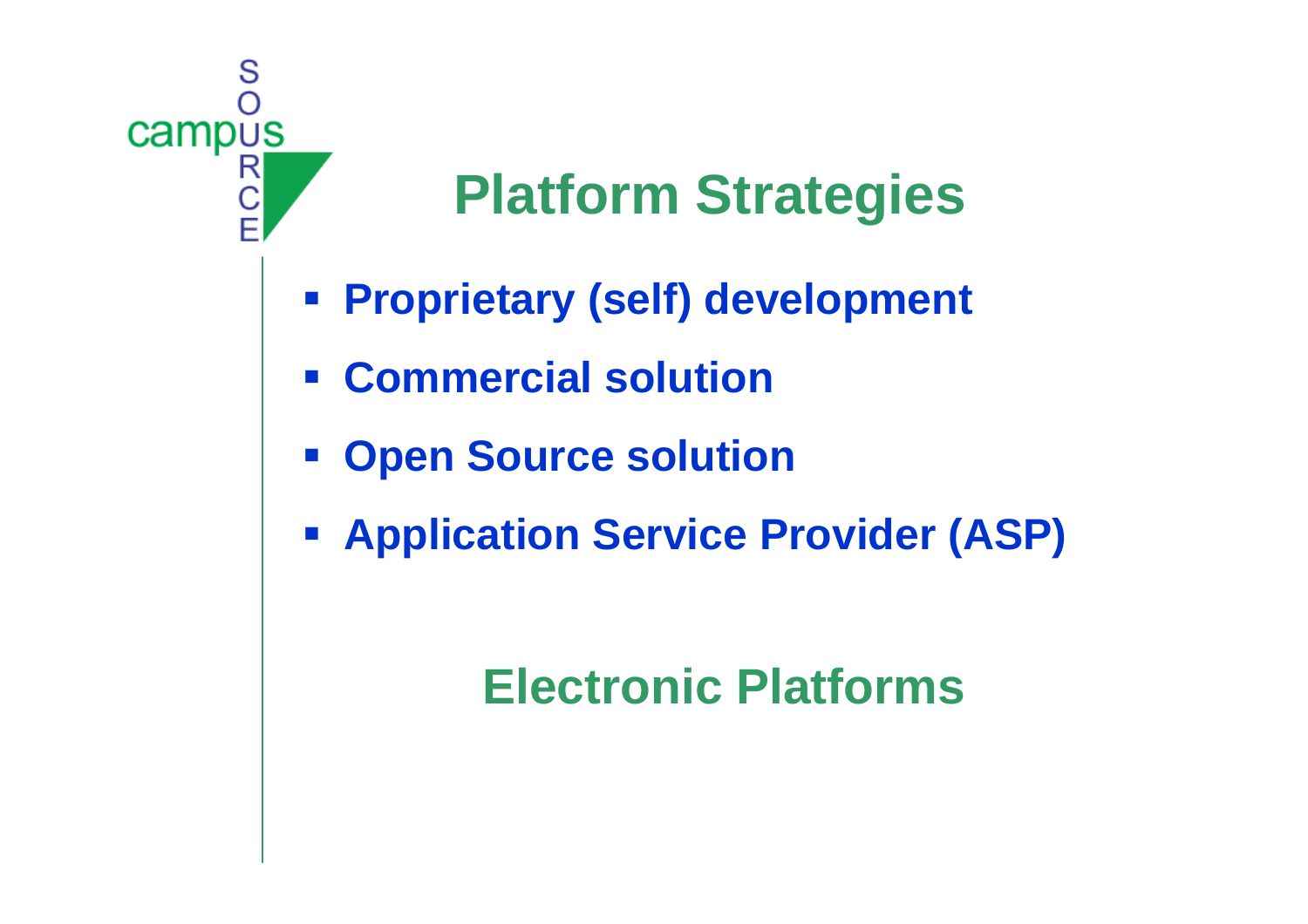# Platform Strategies

- **Proprietary (self) development**
- **Commercial solution**
- **Open Source solution**
- **Application Service Provider (ASP)**

## Electronic Platforms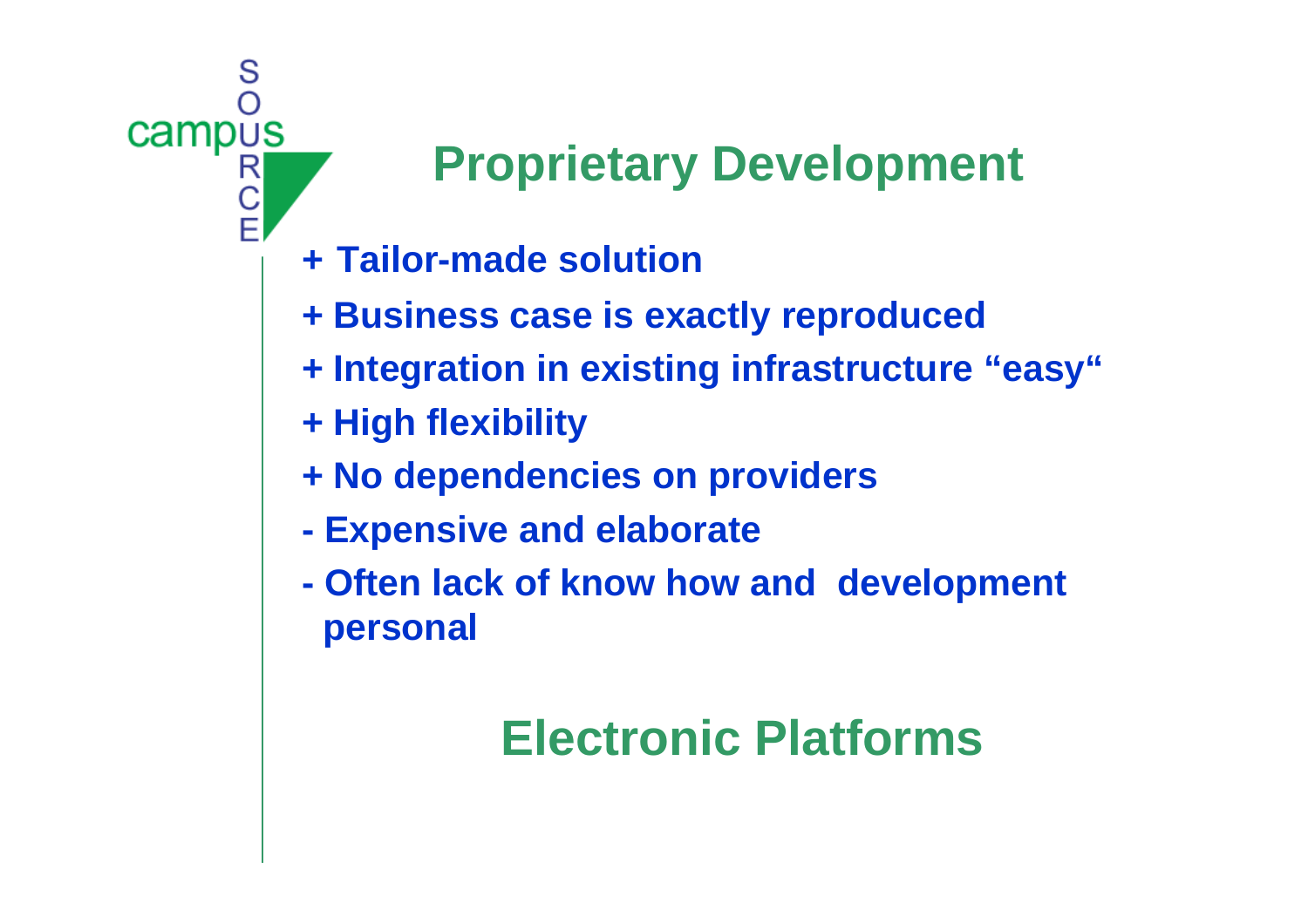## Proprietary Development

- \+ Tailor-made solution
- \+ Business case is exactly reproduced
- \+ Integration in existing infrastructure “easy“
- \+ High flexibility
- \+ No dependencies on providers
- \- Expensive and elaborate
- \- Often lack of know how and development personal

## Electronic Platforms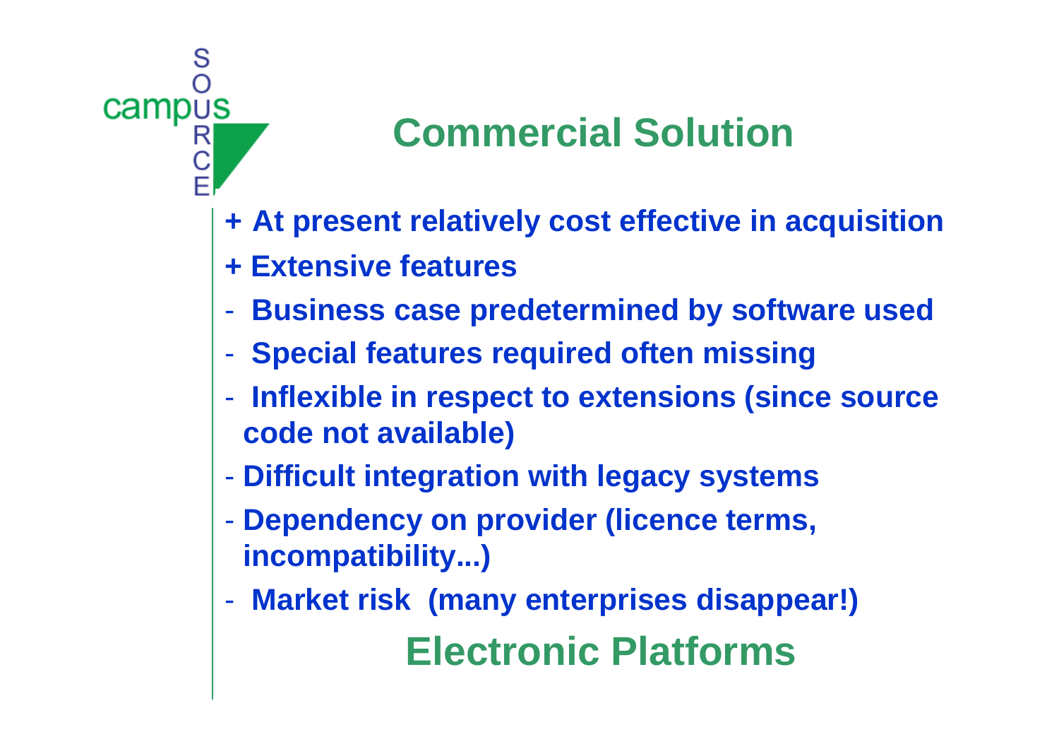## Commercial Solution

- + At present relatively cost effective in acquisition
- + Extensive features
- Business case predetermined by software used
- Special features required often missing
- Inflexible in respect to extensions (since source code not available)
- Difficult integration with legacy systems
- Dependency on provider (licence terms, incompatibility...)
- Market risk (many enterprises disappear!)

## Electronic Platforms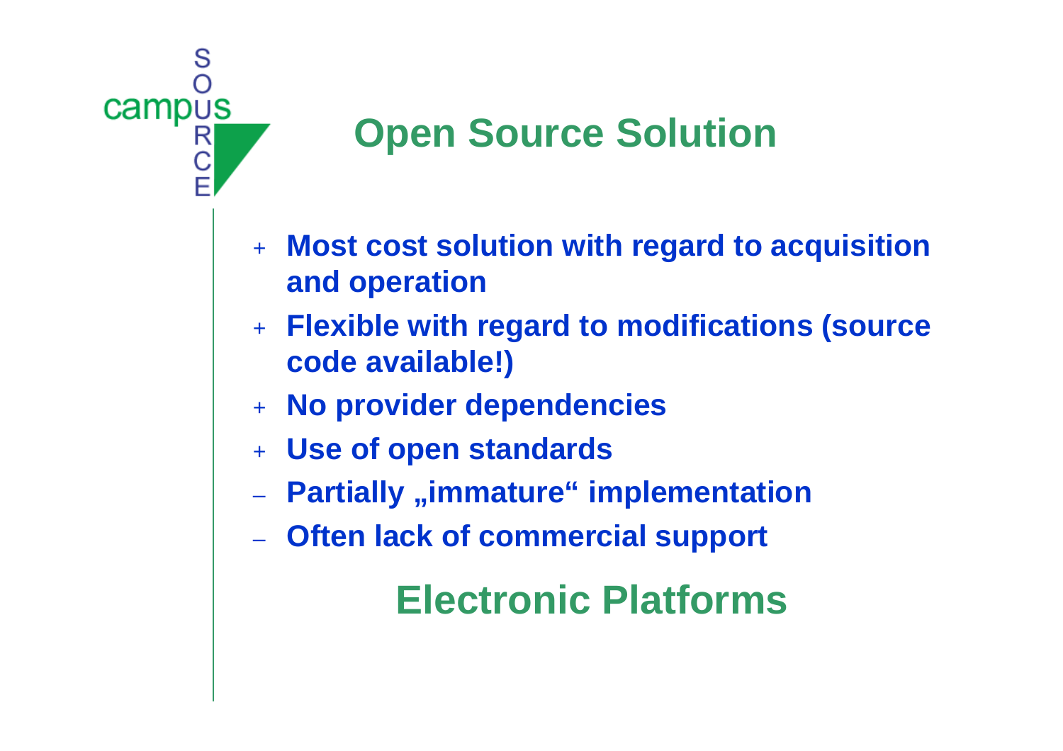## Open Source Solution

- \+ **Most cost solution with regard to acquisition and operation**
- \+ **Flexible with regard to modifications (source code available!)**
- \+ **No provider dependencies**
- \+ **Use of open standards**
- – **Partially „immature“ implementation**
- – **Often lack of commercial support**

## Electronic Platforms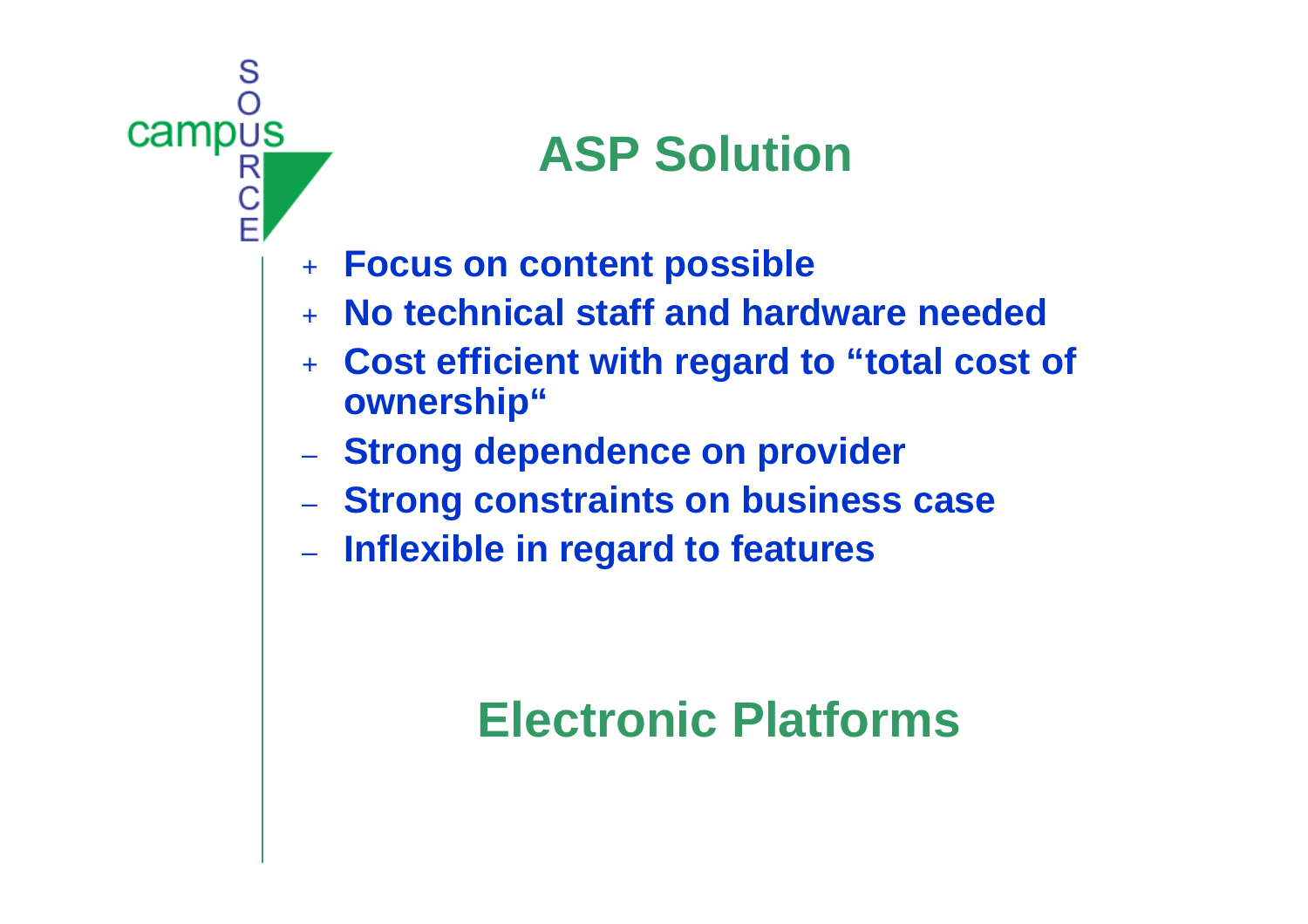# ASP Solution

- \+ **Focus on content possible**
- \+ **No technical staff and hardware needed**
- \+ **Cost efficient with regard to “total cost of ownership“**
- – **Strong dependence on provider**
- – **Strong constraints on business case**
- – **Inflexible in regard to features**

## Electronic Platforms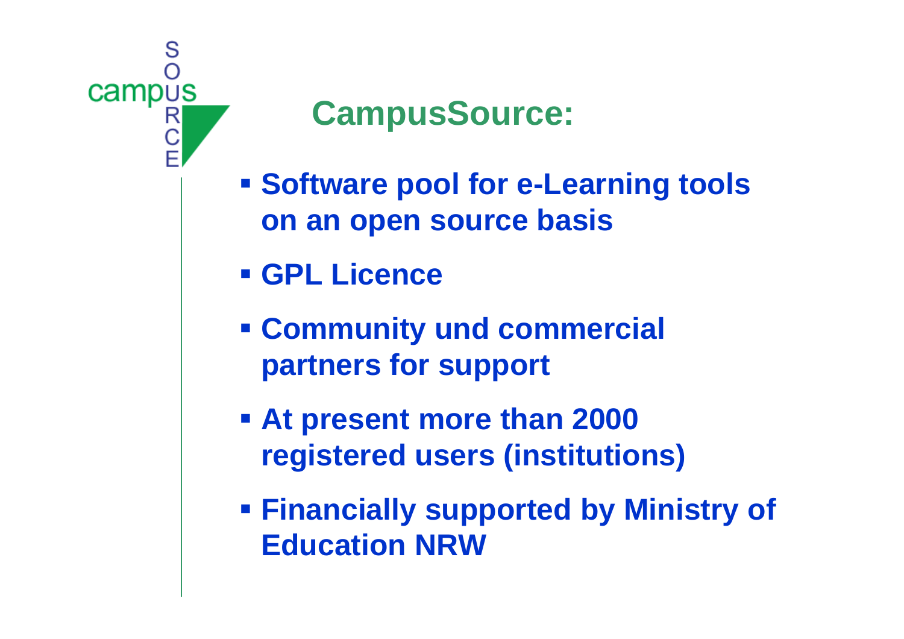# CampusSource:

- Software pool for e-Learning tools on an open source basis
- GPL Licence
- Community und commercial partners for support
- At present more than 2000 registered users (institutions)
- Financially supported by Ministry of Education NRW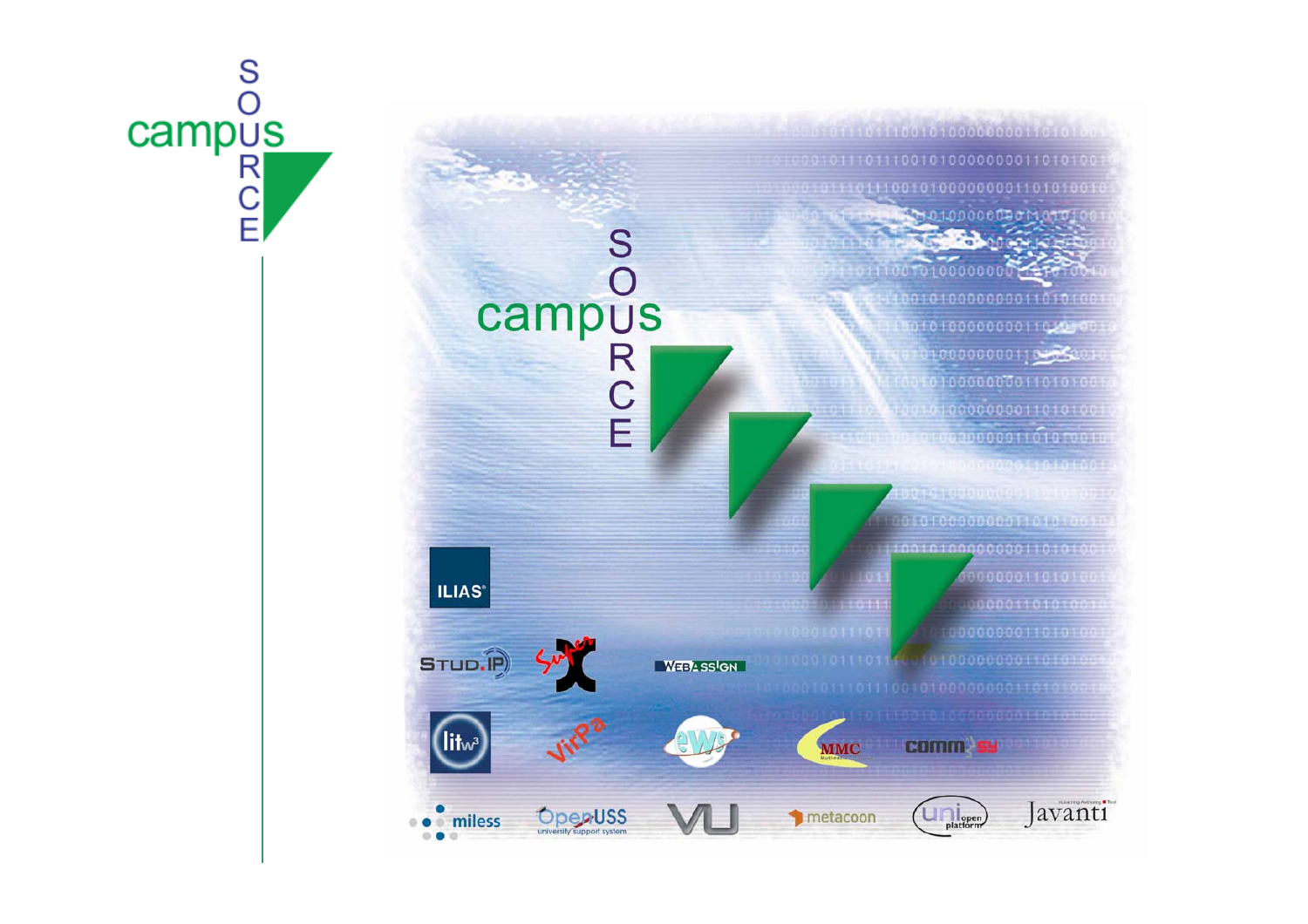campusSOURCE

campusSOURCE

ILIAS

STUD.IP

Super X

WEBASSIGN

litw3

VirPa

eWS

MMC

commsy

miless

OpenUSS university support system

VU

metacoon

uni open platform

Javanti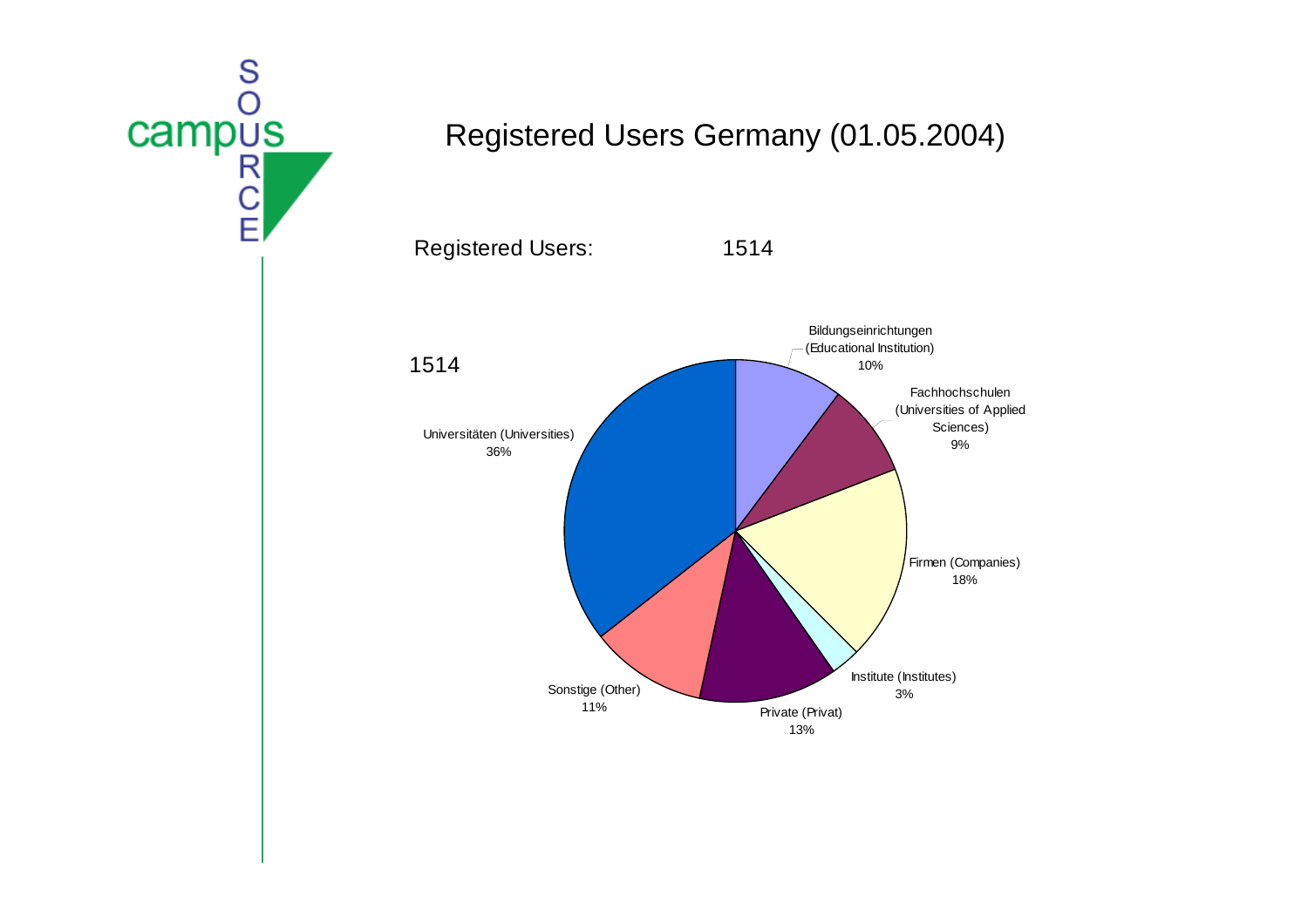# Registered Users Germany (01.05.2004)

Registered Users: 1514

1514

| Category | Share |
| --- | --- |
| Universitäten (Universities) | 36% |
| Bildungseinrichtungen (Educational Institution) | 10% |
| Fachhochschulen (Universities of Applied Sciences) | 9% |
| Firmen (Companies) | 18% |
| Institute (Institutes) | 3% |
| Private (Privat) | 13% |
| Sonstige (Other) | 11% |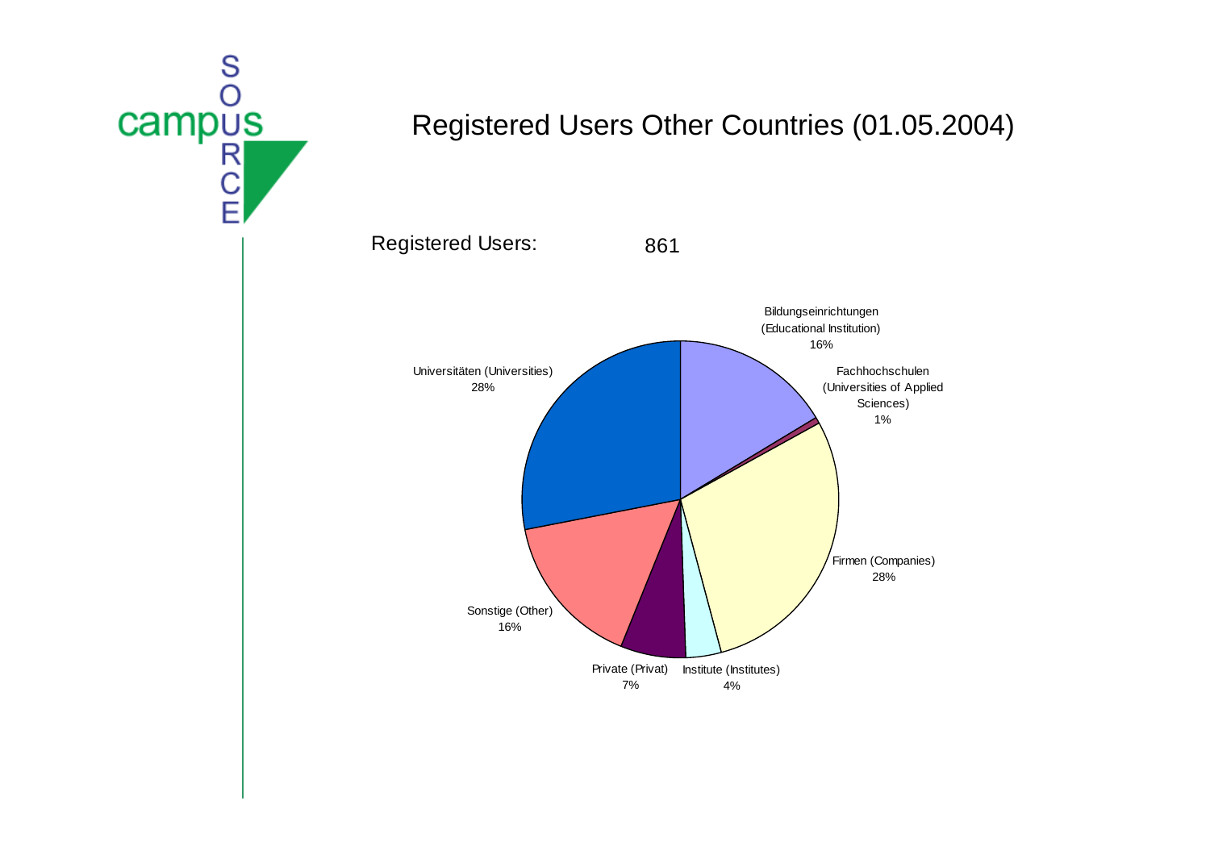# Registered Users Other Countries (01.05.2004)

Registered Users: 861

| Category | Share |
|---|---|
| Bildungseinrichtungen (Educational Institution) | 16% |
| Fachhochschulen (Universities of Applied Sciences) | 1% |
| Firmen (Companies) | 28% |
| Institute (Institutes) | 4% |
| Private (Privat) | 7% |
| Sonstige (Other) | 16% |
| Universitäten (Universities) | 28% |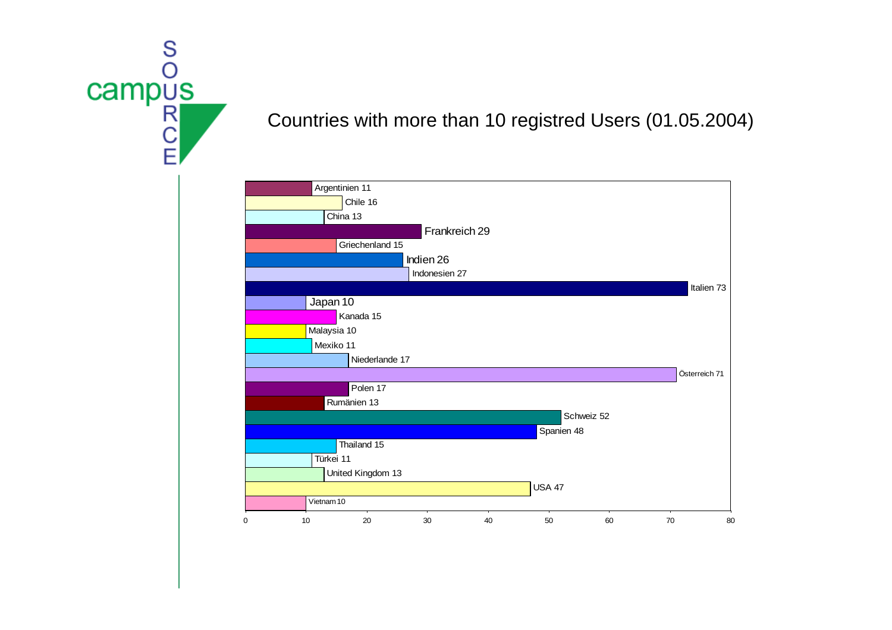campus SOURCE

# Countries with more than 10 registred Users (01.05.2004)

| Country | Users |
|---|---|
| Argentinien | 11 |
| Chile | 16 |
| China | 13 |
| Frankreich | 29 |
| Griechenland | 15 |
| Indien | 26 |
| Indonesien | 27 |
| Italien | 73 |
| Japan | 10 |
| Kanada | 15 |
| Malaysia | 10 |
| Mexiko | 11 |
| Niederlande | 17 |
| Österreich | 71 |
| Polen | 17 |
| Rumänien | 13 |
| Schweiz | 52 |
| Spanien | 48 |
| Thailand | 15 |
| Türkei | 11 |
| United Kingdom | 13 |
| USA | 47 |
| Vietnam | 10 |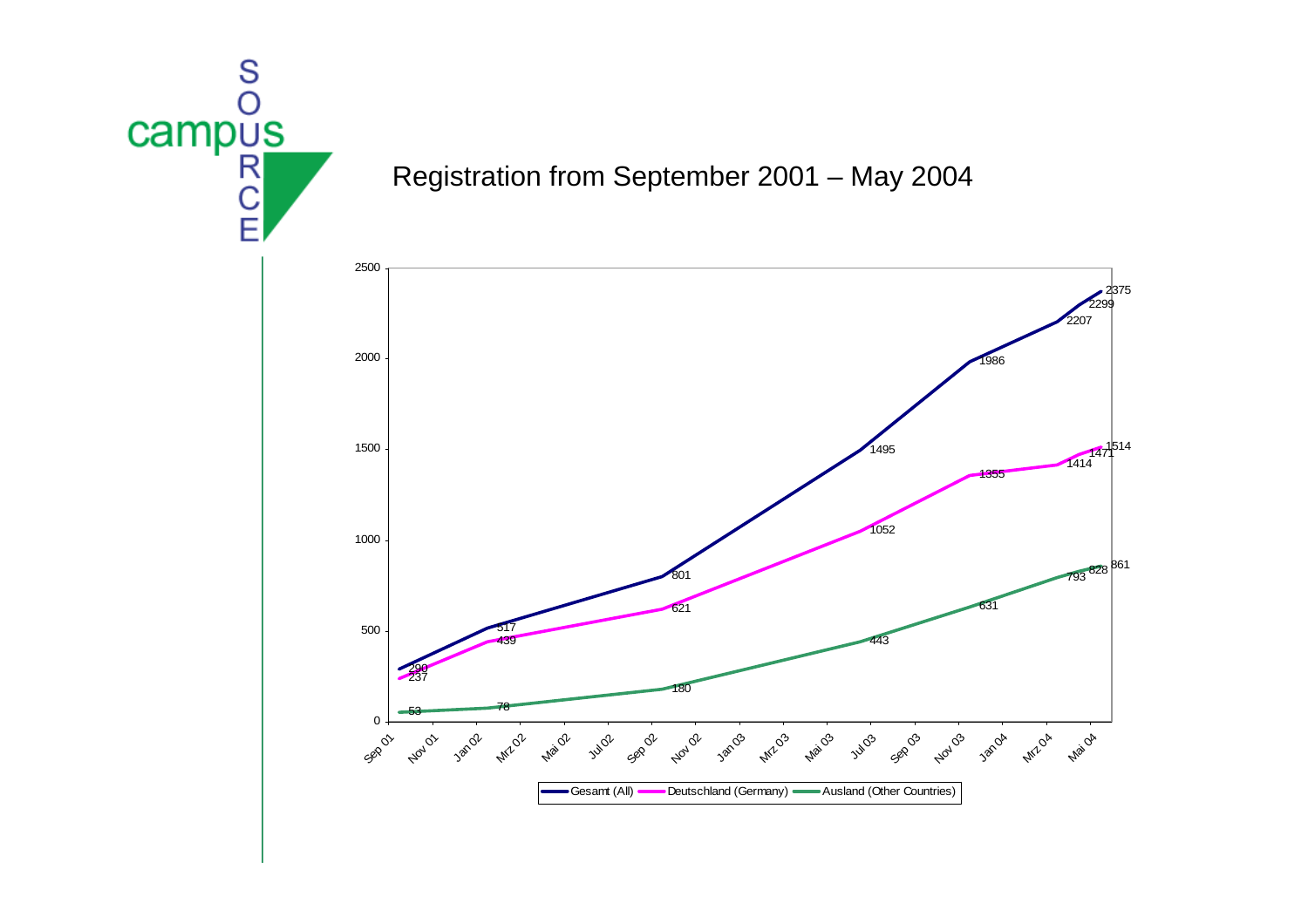# Registration from September 2001 – May 2004

| Date | Gesamt (All) | Deutschland (Germany) | Ausland (Other Countries) |
|---|---|---|---|
| Sep 01 | 290 | 237 | 53 |
| Jan 02 | 517 | 439 | 78 |
| Sep 02 | 801 | 621 | 180 |
| Jul 03 | 1495 | 1052 | 443 |
| Nov 03 | 1986 | 1355 | 631 |
| Mrz 04 | 2207 | 1414 | 793 |
| Apr 04 | 2299 | 1471 | 828 |
| Mai 04 | 2375 | 1514 | 861 |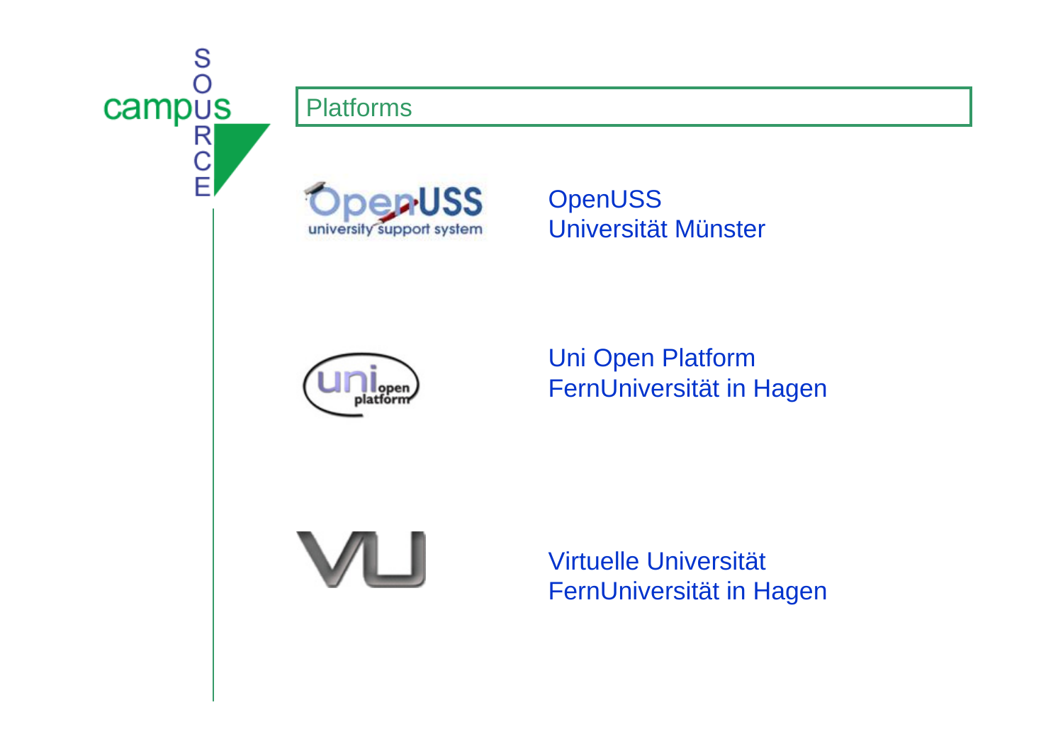## Platforms

OpenUSS
Universität Münster

Uni Open Platform
FernUniversität in Hagen

Virtuelle Universität
FernUniversität in Hagen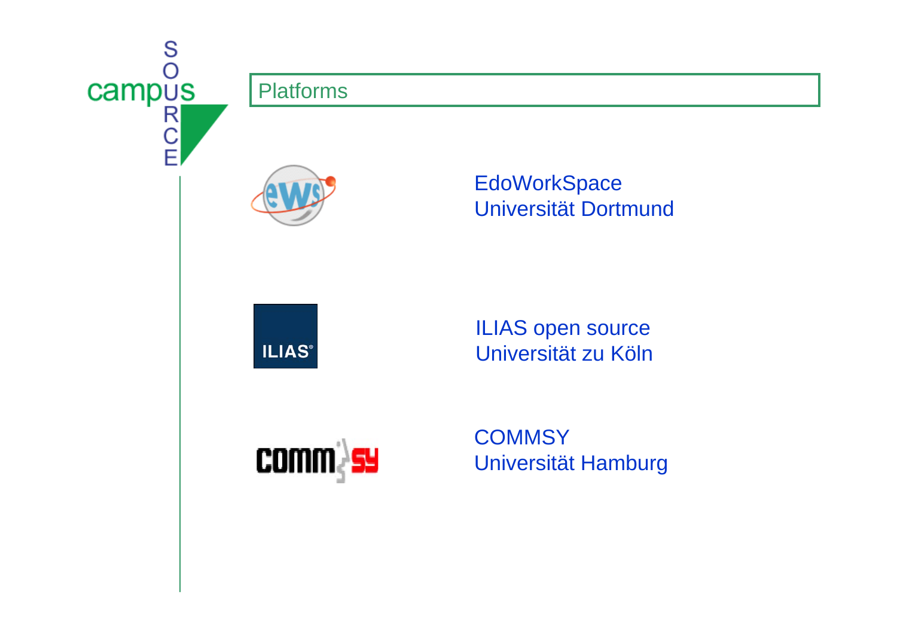# Platforms

EdoWorkSpace
Universität Dortmund

ILIAS open source
Universität zu Köln

COMMSY
Universität Hamburg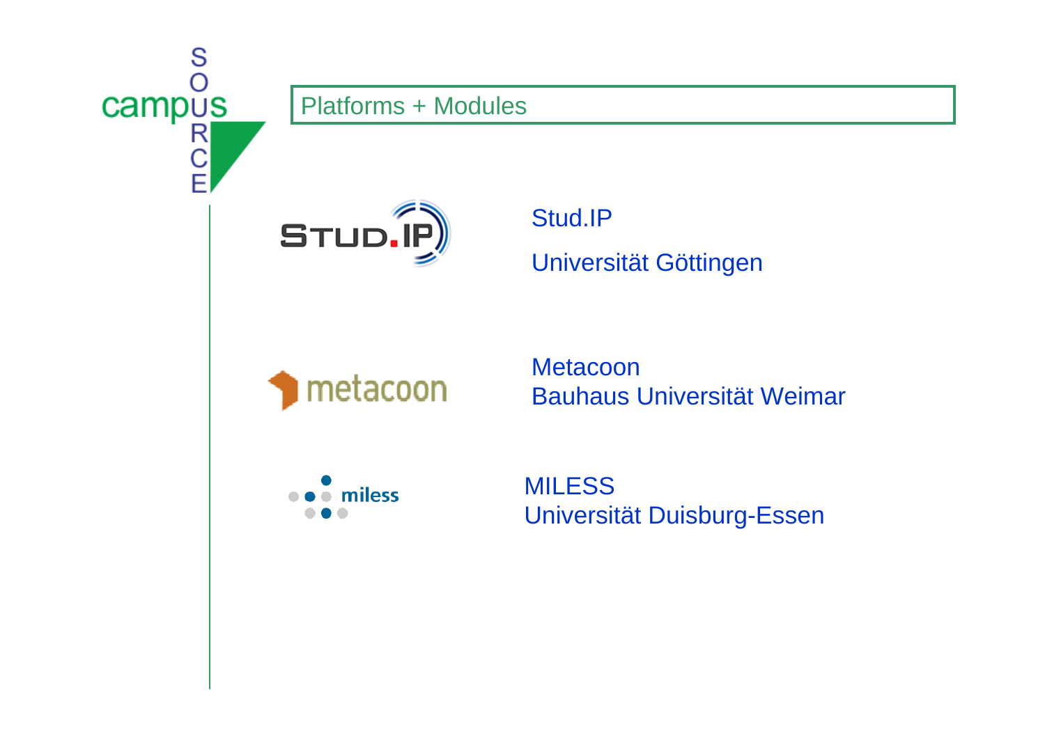## Platforms + Modules

Stud.IP
Universität Göttingen

Metacoon
Bauhaus Universität Weimar

MILESS
Universität Duisburg-Essen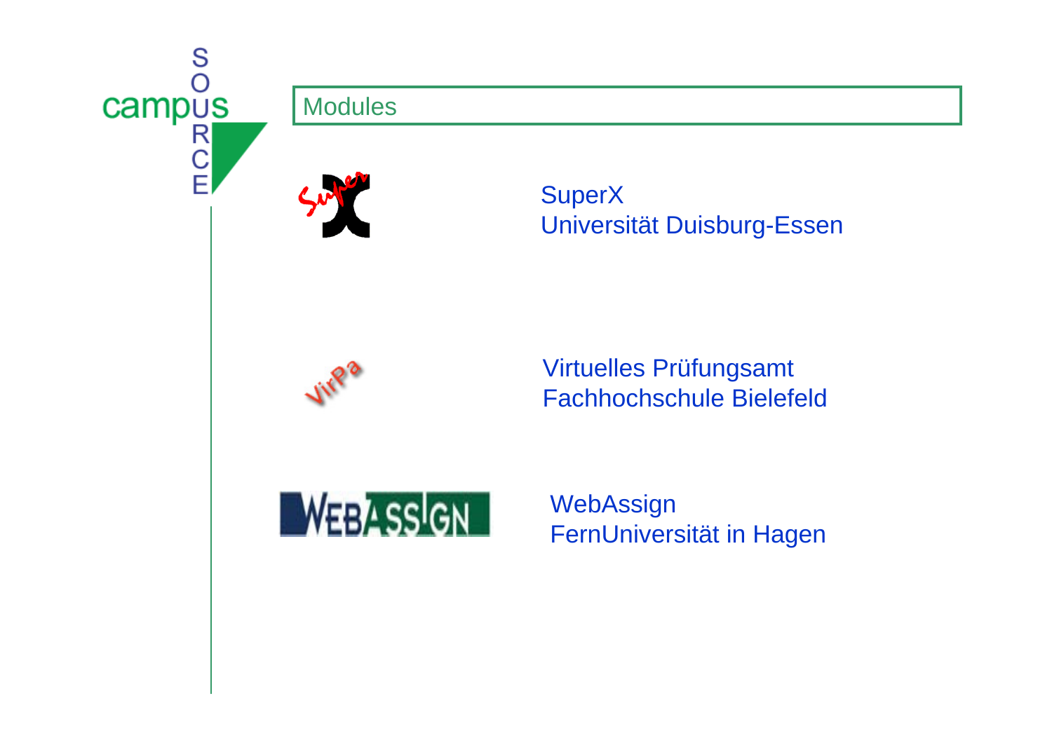## Modules

SuperX
Universität Duisburg-Essen

Virtuelles Prüfungsamt
Fachhochschule Bielefeld

WebAssign
FernUniversität in Hagen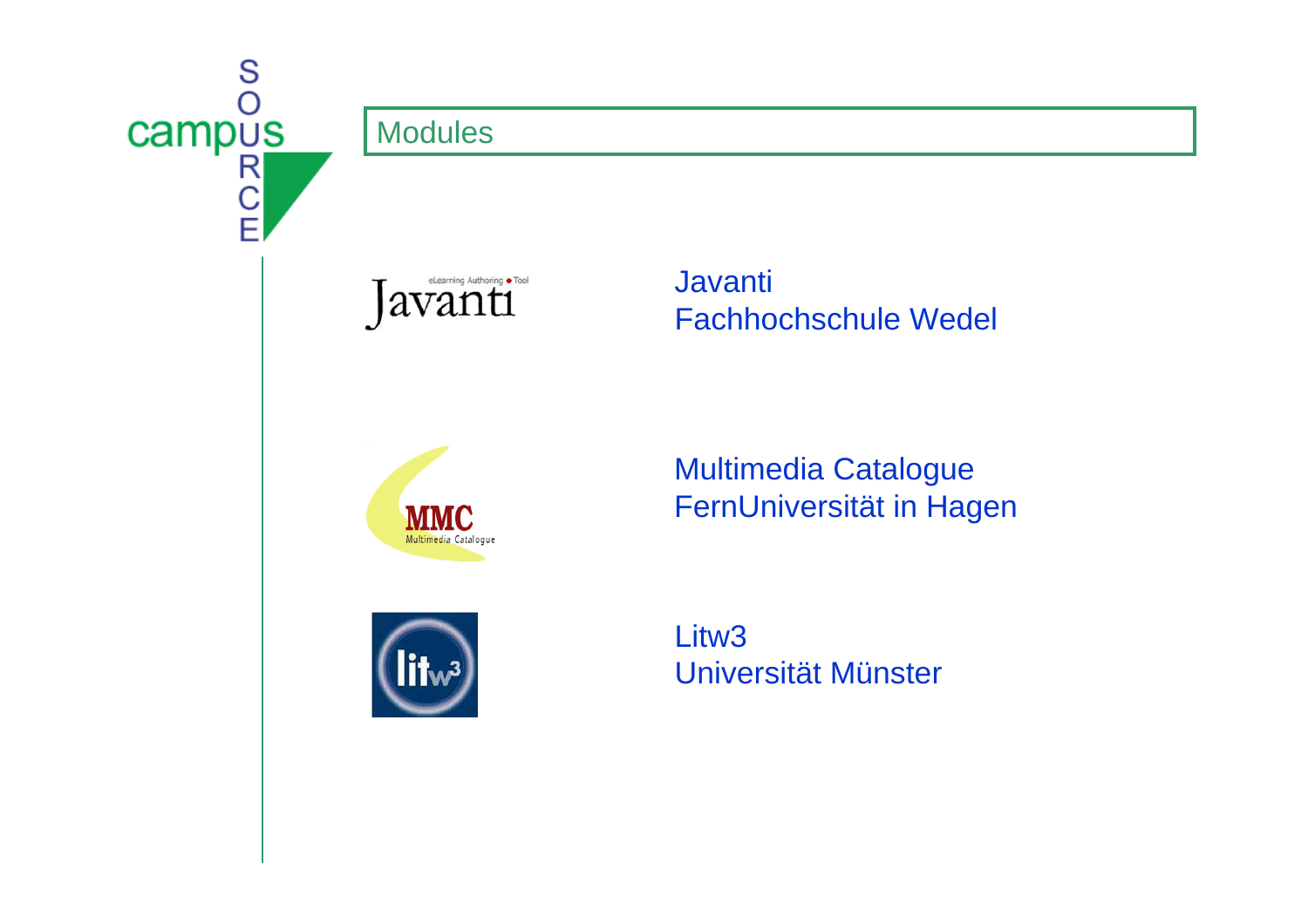## Modules

Javanti
Fachhochschule Wedel

Multimedia Catalogue
FernUniversität in Hagen

Litw3
Universität Münster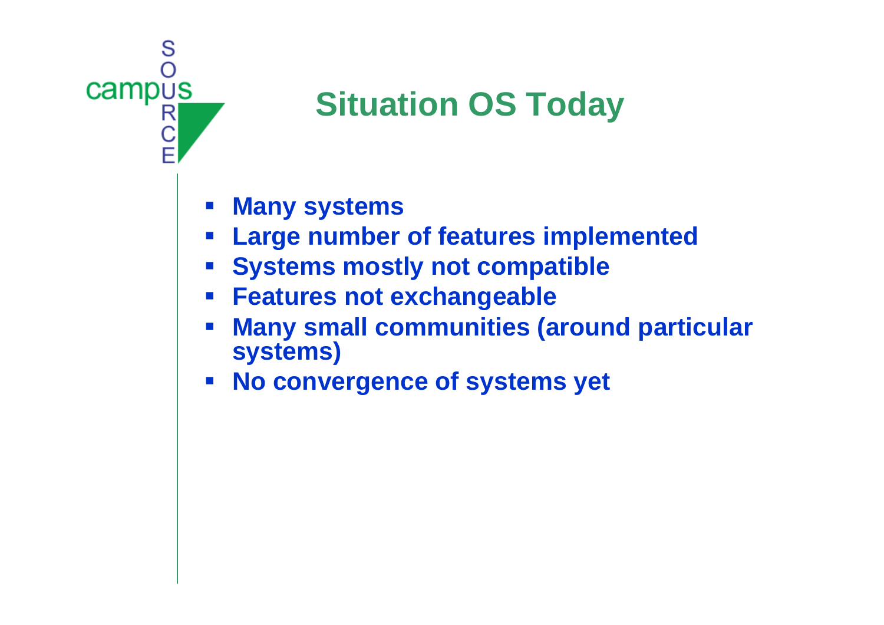# Situation OS Today

- Many systems
- Large number of features implemented
- Systems mostly not compatible
- Features not exchangeable
- Many small communities (around particular systems)
- No convergence of systems yet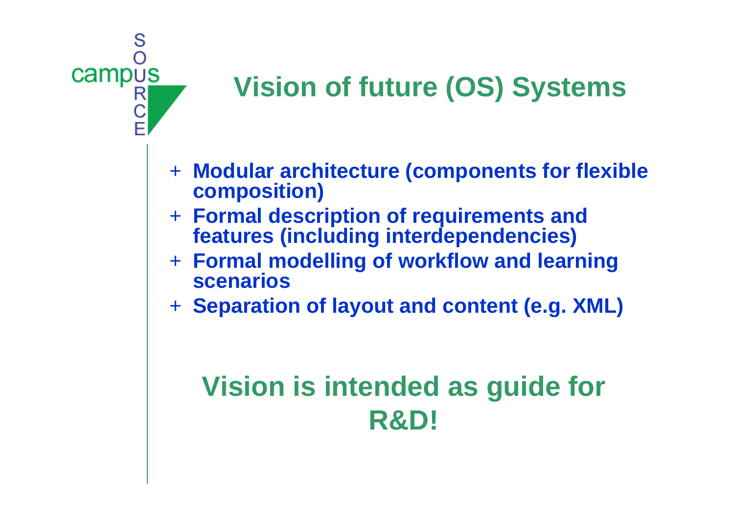# Vision of future (OS) Systems

- Modular architecture (components for flexible composition)
- Formal description of requirements and features (including interdependencies)
- Formal modelling of workflow and learning scenarios
- Separation of layout and content (e.g. XML)

**Vision is intended as guide for R&D!**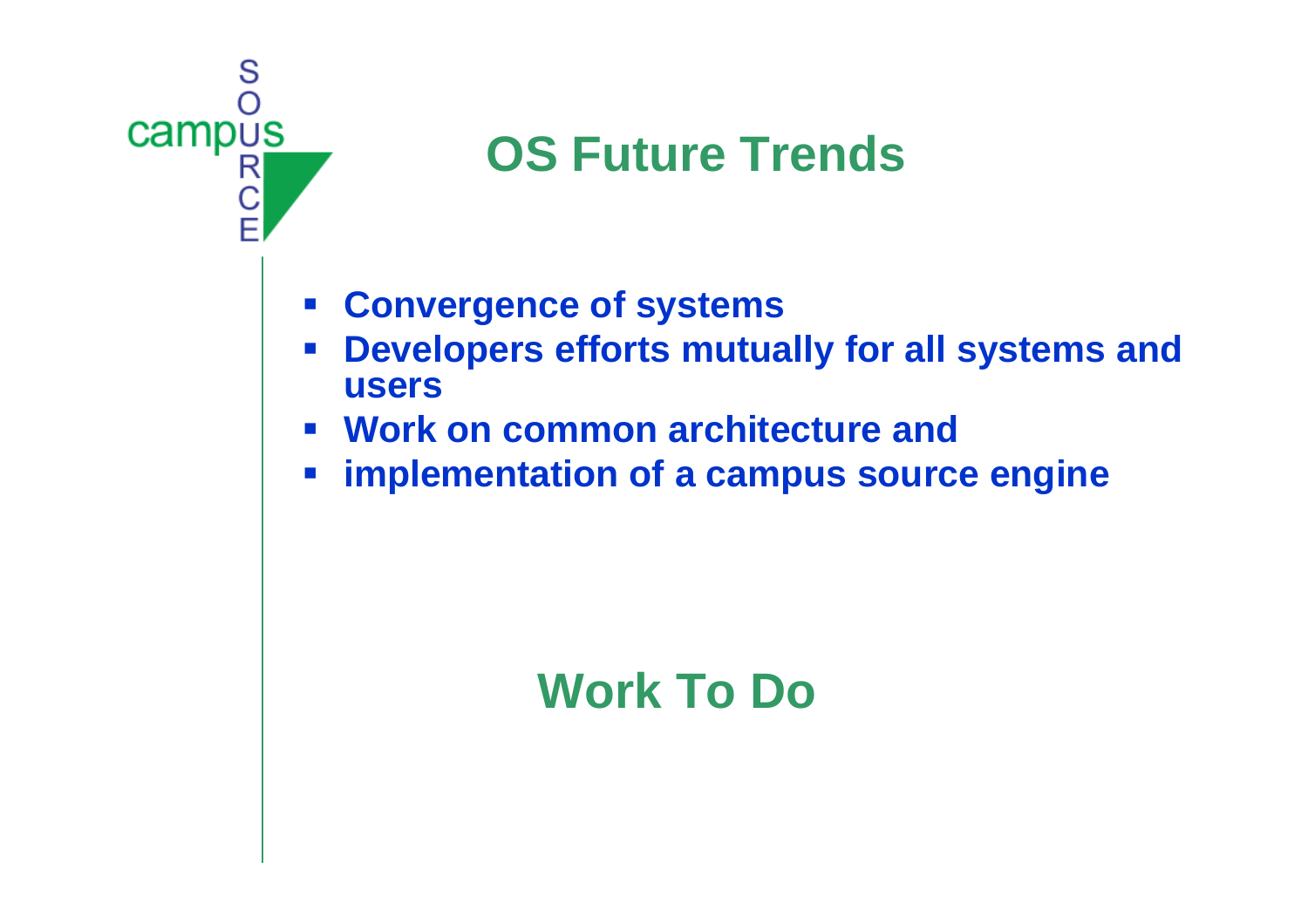# OS Future Trends

- **Convergence of systems**
- **Developers efforts mutually for all systems and users**
- **Work on common architecture and**
- **implementation of a campus source engine**

## Work To Do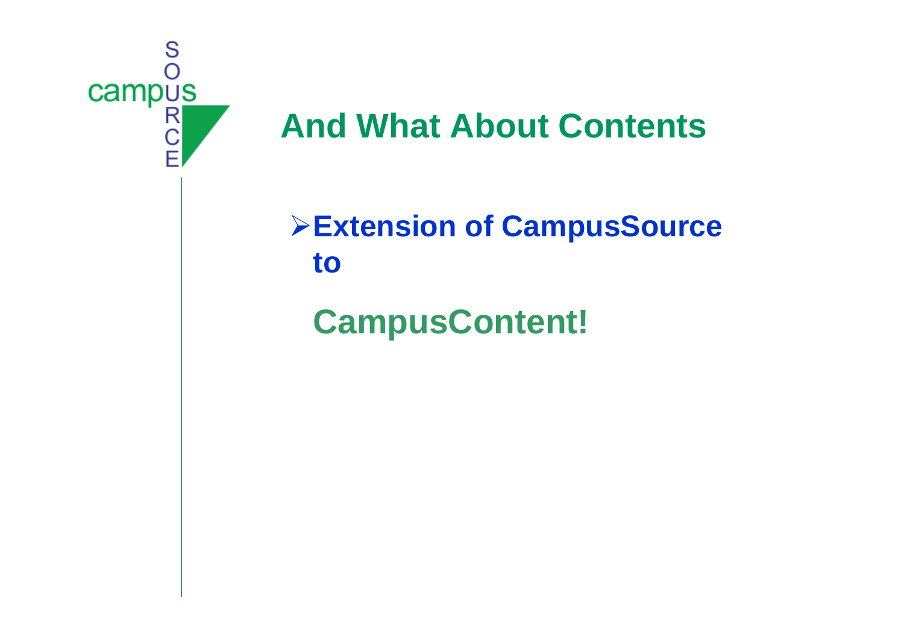# And What About Contents

- **Extension of CampusSource to**

  **CampusContent!**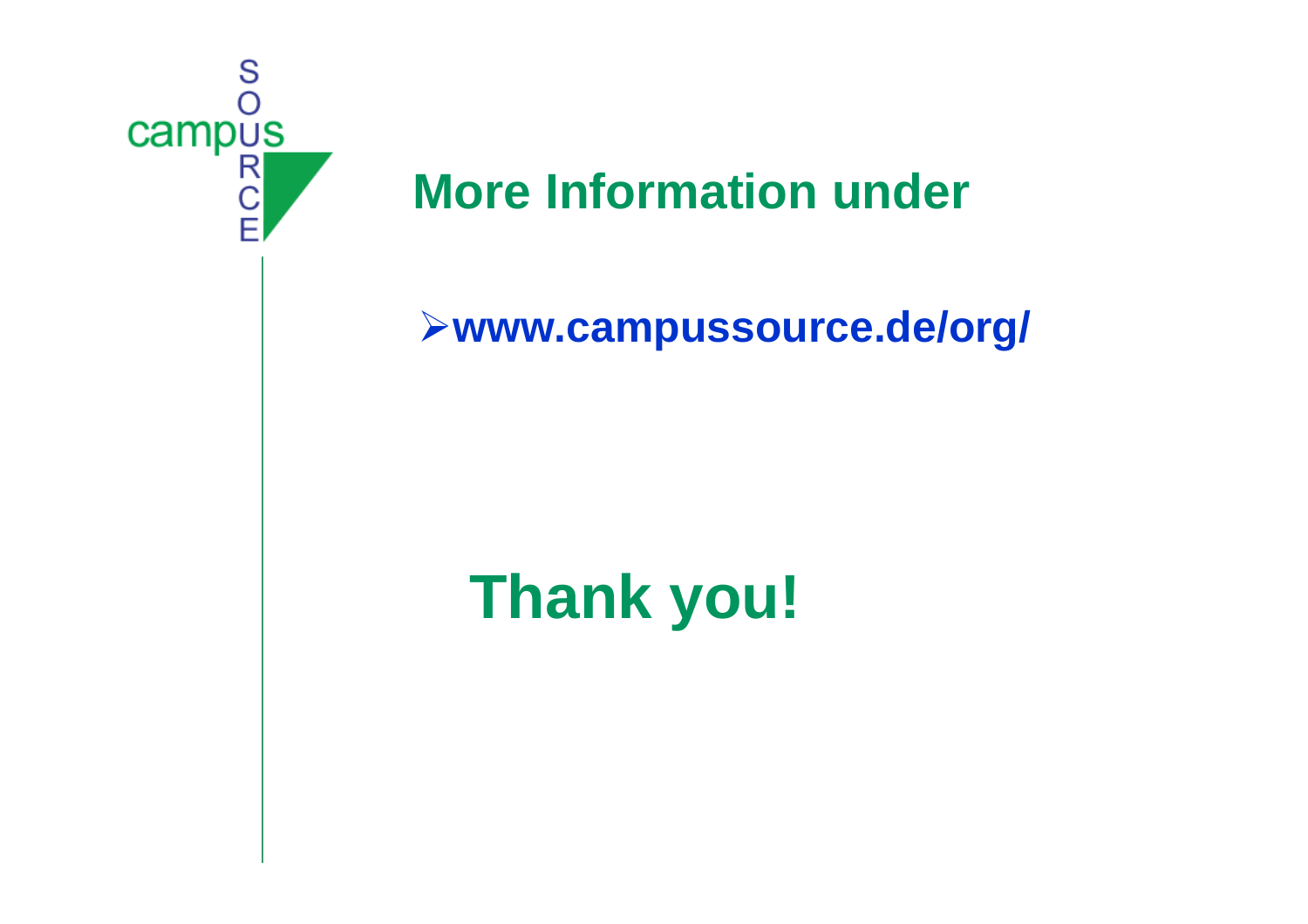## More Information under

- **www.campussource.de/org/**

# Thank you!